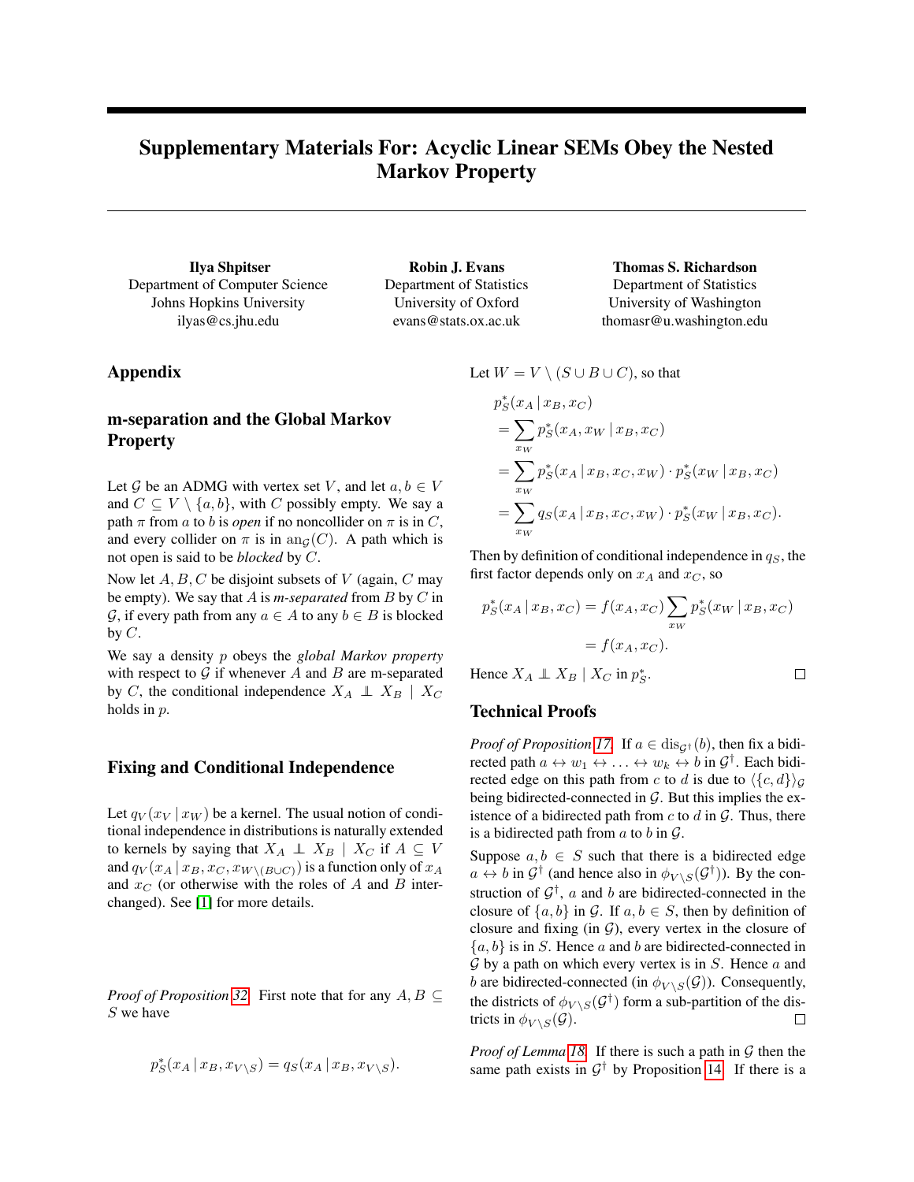# Supplementary Materials For: Acyclic Linear SEMs Obey the Nested Markov Property

**Ilya Shpitser**
Department of Computer Science
Johns Hopkins University
ilyas@cs.jhu.edu

**Robin J. Evans**
Department of Statistics
University of Oxford
evans@stats.ox.ac.uk

**Thomas S. Richardson**
Department of Statistics
University of Washington
thomasr@u.washington.edu

## Appendix

### m-separation and the Global Markov Property

Let $\mathcal{G}$ be an ADMG with vertex set $V$, and let $a, b \in V$ and $C \subseteq V \setminus \{a, b\}$, with $C$ possibly empty. We say a path $\pi$ from $a$ to $b$ is *open* if no noncollider on $\pi$ is in $C$, and every collider on $\pi$ is in $\text{an}_{\mathcal{G}}(C)$. A path which is not open is said to be *blocked* by $C$.

Now let $A, B, C$ be disjoint subsets of $V$ (again, $C$ may be empty). We say that $A$ is *m-separated* from $B$ by $C$ in $\mathcal{G}$, if every path from any $a \in A$ to any $b \in B$ is blocked by $C$.

We say a density $p$ obeys the *global Markov property* with respect to $\mathcal{G}$ if whenever $A$ and $B$ are m-separated by $C$, the conditional independence $X_A \perp\!\!\!\perp X_B \mid X_C$ holds in $p$.

### Fixing and Conditional Independence

Let $q_V(x_V \mid x_W)$ be a kernel. The usual notion of conditional independence in distributions is naturally extended to kernels by saying that $X_A \perp\!\!\!\perp X_B \mid X_C$ if $A \subseteq V$ and $q_V(x_A \mid x_B, x_C, x_{W \setminus (B \cup C)})$ is a function only of $x_A$ and $x_C$ (or otherwise with the roles of $A$ and $B$ interchanged). See [1] for more details.

*Proof of Proposition 32.* First note that for any $A, B \subseteq S$ we have

$$p^*_S(x_A \mid x_B, x_{V \setminus S}) = q_S(x_A \mid x_B, x_{V \setminus S}).$$

Let $W = V \setminus (S \cup B \cup C)$, so that

$$\begin{aligned}
&p^*_S(x_A \mid x_B, x_C) \\
&= \sum_{x_W} p^*_S(x_A, x_W \mid x_B, x_C) \\
&= \sum_{x_W} p^*_S(x_A \mid x_B, x_C, x_W) \cdot p^*_S(x_W \mid x_B, x_C) \\
&= \sum_{x_W} q_S(x_A \mid x_B, x_C, x_W) \cdot p^*_S(x_W \mid x_B, x_C).
\end{aligned}$$

Then by definition of conditional independence in $q_S$, the first factor depends only on $x_A$ and $x_C$, so

$$\begin{aligned}
p^*_S(x_A \mid x_B, x_C) &= f(x_A, x_C) \sum_{x_W} p^*_S(x_W \mid x_B, x_C) \\
&= f(x_A, x_C).
\end{aligned}$$

Hence $X_A \perp\!\!\!\perp X_B \mid X_C$ in $p^*_S$. □

## Technical Proofs

*Proof of Proposition 17.* If $a \in \text{dis}_{\mathcal{G}^\dagger}(b)$, then fix a bidirected path $a \leftrightarrow w_1 \leftrightarrow \ldots \leftrightarrow w_k \leftrightarrow b$ in $\mathcal{G}^\dagger$. Each bidirected edge on this path from $c$ to $d$ is due to $\langle \{c, d\} \rangle_{\mathcal{G}}$ being bidirected-connected in $\mathcal{G}$. But this implies the existence of a bidirected path from $c$ to $d$ in $\mathcal{G}$. Thus, there is a bidirected path from $a$ to $b$ in $\mathcal{G}$.

Suppose $a, b \in S$ such that there is a bidirected edge $a \leftrightarrow b$ in $\mathcal{G}^\dagger$ (and hence also in $\phi_{V \setminus S}(\mathcal{G}^\dagger)$). By the construction of $\mathcal{G}^\dagger$, $a$ and $b$ are bidirected-connected in the closure of $\{a, b\}$ in $\mathcal{G}$. If $a, b \in S$, then by definition of closure and fixing (in $\mathcal{G}$), every vertex in the closure of $\{a, b\}$ is in $S$. Hence $a$ and $b$ are bidirected-connected in $\mathcal{G}$ by a path on which every vertex is in $S$. Hence $a$ and $b$ are bidirected-connected (in $\phi_{V \setminus S}(\mathcal{G})$). Consequently, the districts of $\phi_{V \setminus S}(\mathcal{G}^\dagger)$ form a sub-partition of the districts in $\phi_{V \setminus S}(\mathcal{G})$. □

*Proof of Lemma 18.* If there is such a path in $\mathcal{G}$ then the same path exists in $\mathcal{G}^\dagger$ by Proposition 14. If there is a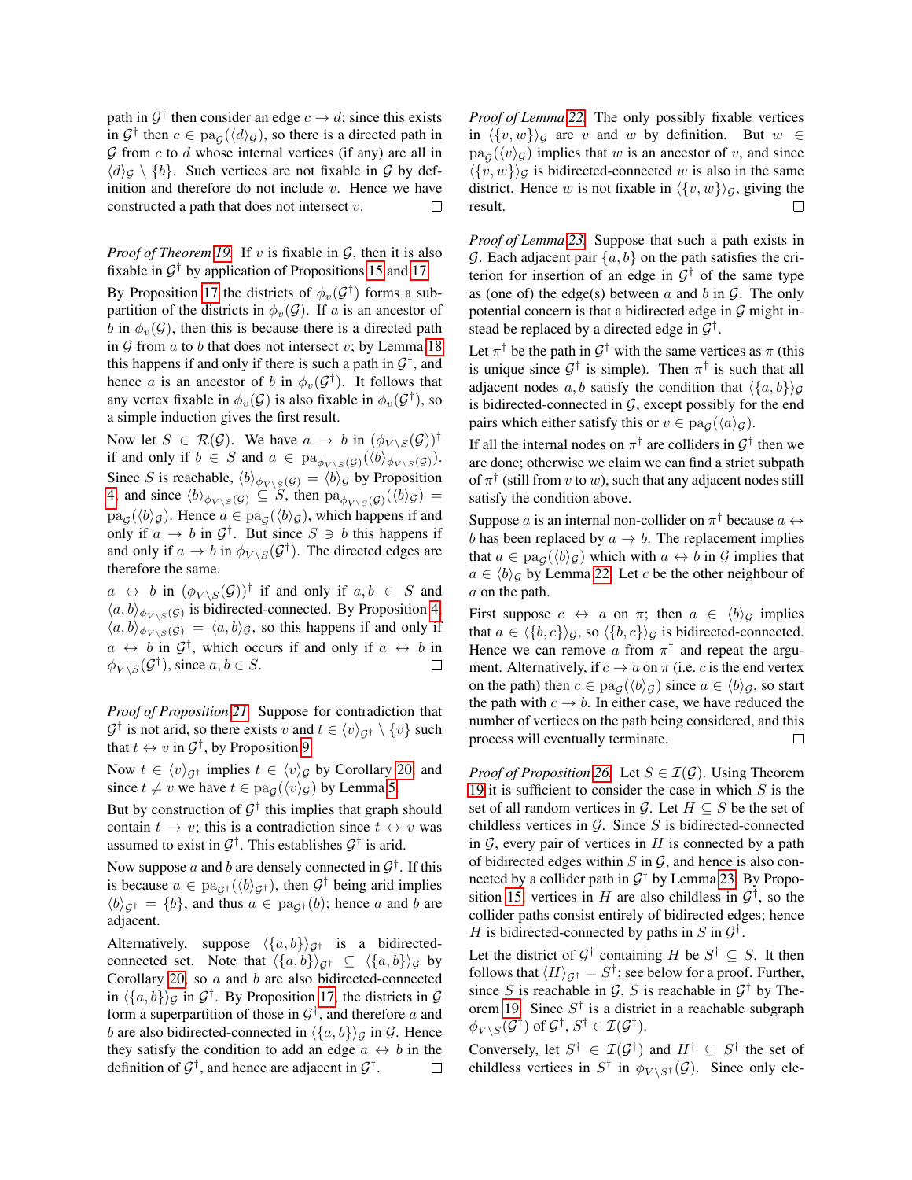path in $\mathcal{G}^\dagger$ then consider an edge $c \to d$; since this exists in $\mathcal{G}^\dagger$ then $c \in \mathrm{pa}_\mathcal{G}(\langle d \rangle_\mathcal{G})$, so there is a directed path in $\mathcal{G}$ from $c$ to $d$ whose internal vertices (if any) are all in $\langle d \rangle_\mathcal{G} \setminus \{b\}$. Such vertices are not fixable in $\mathcal{G}$ by definition and therefore do not include $v$. Hence we have constructed a path that does not intersect $v$. □

*Proof of Theorem 19.* If $v$ is fixable in $\mathcal{G}$, then it is also fixable in $\mathcal{G}^\dagger$ by application of Propositions 15 and 17.

By Proposition 17 the districts of $\phi_v(\mathcal{G}^\dagger)$ forms a subpartition of the districts in $\phi_v(\mathcal{G})$. If $a$ is an ancestor of $b$ in $\phi_v(\mathcal{G})$, then this is because there is a directed path in $\mathcal{G}$ from $a$ to $b$ that does not intersect $v$; by Lemma 18 this happens if and only if there is such a path in $\mathcal{G}^\dagger$, and hence $a$ is an ancestor of $b$ in $\phi_v(\mathcal{G}^\dagger)$. It follows that any vertex fixable in $\phi_v(\mathcal{G})$ is also fixable in $\phi_v(\mathcal{G}^\dagger)$, so a simple induction gives the first result.

Now let $S \in \mathcal{R}(\mathcal{G})$. We have $a \to b$ in $(\phi_{V\setminus S}(\mathcal{G}))^\dagger$ if and only if $b \in S$ and $a \in \mathrm{pa}_{\phi_{V\setminus S}(\mathcal{G})}(\langle b \rangle_{\phi_{V\setminus S}(\mathcal{G})})$. Since $S$ is reachable, $\langle b \rangle_{\phi_{V\setminus S}(\mathcal{G})} = \langle b \rangle_\mathcal{G}$ by Proposition 4, and since $\langle b \rangle_{\phi_{V\setminus S}(\mathcal{G})} \subseteq S$, then $\mathrm{pa}_{\phi_{V\setminus S}(\mathcal{G})}(\langle b \rangle_\mathcal{G}) = \mathrm{pa}_\mathcal{G}(\langle b \rangle_\mathcal{G})$. Hence $a \in \mathrm{pa}_\mathcal{G}(\langle b \rangle_\mathcal{G})$, which happens if and only if $a \to b$ in $\mathcal{G}^\dagger$. But since $S \ni b$ this happens if and only if $a \to b$ in $\phi_{V\setminus S}(\mathcal{G}^\dagger)$. The directed edges are therefore the same.

$a \leftrightarrow b$ in $(\phi_{V\setminus S}(\mathcal{G}))^\dagger$ if and only if $a, b \in S$ and $\langle a, b \rangle_{\phi_{V\setminus S}(\mathcal{G})}$ is bidirected-connected. By Proposition 4, $\langle a, b \rangle_{\phi_{V\setminus S}(\mathcal{G})} = \langle a, b \rangle_\mathcal{G}$, so this happens if and only if $a \leftrightarrow b$ in $\mathcal{G}^\dagger$, which occurs if and only if $a \leftrightarrow b$ in $\phi_{V\setminus S}(\mathcal{G}^\dagger)$, since $a, b \in S$. □

*Proof of Proposition 21.* Suppose for contradiction that $\mathcal{G}^\dagger$ is not arid, so there exists $v$ and $t \in \langle v \rangle_{\mathcal{G}^\dagger} \setminus \{v\}$ such that $t \leftrightarrow v$ in $\mathcal{G}^\dagger$, by Proposition 9.

Now $t \in \langle v \rangle_{\mathcal{G}^\dagger}$ implies $t \in \langle v \rangle_\mathcal{G}$ by Corollary 20, and since $t \neq v$ we have $t \in \mathrm{pa}_\mathcal{G}(\langle v \rangle_\mathcal{G})$ by Lemma 5.

But by construction of $\mathcal{G}^\dagger$ this implies that graph should contain $t \to v$; this is a contradiction since $t \leftrightarrow v$ was assumed to exist in $\mathcal{G}^\dagger$. This establishes $\mathcal{G}^\dagger$ is arid.

Now suppose $a$ and $b$ are densely connected in $\mathcal{G}^\dagger$. If this is because $a \in \mathrm{pa}_{\mathcal{G}^\dagger}(\langle b \rangle_{\mathcal{G}^\dagger})$, then $\mathcal{G}^\dagger$ being arid implies $\langle b \rangle_{\mathcal{G}^\dagger} = \{b\}$, and thus $a \in \mathrm{pa}_{\mathcal{G}^\dagger}(b)$; hence $a$ and $b$ are adjacent.

Alternatively, suppose $\langle \{a, b\} \rangle_{\mathcal{G}^\dagger}$ is a bidirected-connected set. Note that $\langle \{a, b\} \rangle_{\mathcal{G}^\dagger} \subseteq \langle \{a, b\} \rangle_\mathcal{G}$ by Corollary 20, so $a$ and $b$ are also bidirected-connected in $\langle \{a, b\} \rangle_\mathcal{G}$ in $\mathcal{G}^\dagger$. By Proposition 17, the districts in $\mathcal{G}$ form a superpartition of those in $\mathcal{G}^\dagger$, and therefore $a$ and $b$ are also bidirected-connected in $\langle \{a, b\} \rangle_\mathcal{G}$ in $\mathcal{G}$. Hence they satisfy the condition to add an edge $a \leftrightarrow b$ in the definition of $\mathcal{G}^\dagger$, and hence are adjacent in $\mathcal{G}^\dagger$. □

*Proof of Lemma 22.* The only possibly fixable vertices in $\langle \{v, w\} \rangle_\mathcal{G}$ are $v$ and $w$ by definition. But $w \in \mathrm{pa}_\mathcal{G}(\langle v \rangle_\mathcal{G})$ implies that $w$ is an ancestor of $v$, and since $\langle \{v, w\} \rangle_\mathcal{G}$ is bidirected-connected $w$ is also in the same district. Hence $w$ is not fixable in $\langle \{v, w\} \rangle_\mathcal{G}$, giving the result. □

*Proof of Lemma 23.* Suppose that such a path exists in $\mathcal{G}$. Each adjacent pair $\{a, b\}$ on the path satisfies the criterion for insertion of an edge in $\mathcal{G}^\dagger$ of the same type as (one of) the edge(s) between $a$ and $b$ in $\mathcal{G}$. The only potential concern is that a bidirected edge in $\mathcal{G}$ might instead be replaced by a directed edge in $\mathcal{G}^\dagger$.

Let $\pi^\dagger$ be the path in $\mathcal{G}^\dagger$ with the same vertices as $\pi$ (this is unique since $\mathcal{G}^\dagger$ is simple). Then $\pi^\dagger$ is such that all adjacent nodes $a, b$ satisfy the condition that $\langle \{a, b\} \rangle_\mathcal{G}$ is bidirected-connected in $\mathcal{G}$, except possibly for the end pairs which either satisfy this or $v \in \mathrm{pa}_\mathcal{G}(\langle a \rangle_\mathcal{G})$.

If all the internal nodes on $\pi^\dagger$ are colliders in $\mathcal{G}^\dagger$ then we are done; otherwise we claim we can find a strict subpath of $\pi^\dagger$ (still from $v$ to $w$), such that any adjacent nodes still satisfy the condition above.

Suppose $a$ is an internal non-collider on $\pi^\dagger$ because $a \leftrightarrow b$ has been replaced by $a \to b$. The replacement implies that $a \in \mathrm{pa}_\mathcal{G}(\langle b \rangle_\mathcal{G})$ which with $a \leftrightarrow b$ in $\mathcal{G}$ implies that $a \in \langle b \rangle_\mathcal{G}$ by Lemma 22. Let $c$ be the other neighbour of $a$ on the path.

First suppose $c \leftrightarrow a$ on $\pi$; then $a \in \langle b \rangle_\mathcal{G}$ implies that $a \in \langle \{b, c\} \rangle_\mathcal{G}$, so $\langle \{b, c\} \rangle_\mathcal{G}$ is bidirected-connected. Hence we can remove $a$ from $\pi^\dagger$ and repeat the argument. Alternatively, if $c \to a$ on $\pi$ (i.e. $c$ is the end vertex on the path) then $c \in \mathrm{pa}_\mathcal{G}(\langle b \rangle_\mathcal{G})$ since $a \in \langle b \rangle_\mathcal{G}$, so start the path with $c \to b$. In either case, we have reduced the number of vertices on the path being considered, and this process will eventually terminate. □

*Proof of Proposition 26.* Let $S \in \mathcal{I}(\mathcal{G})$. Using Theorem 19 it is sufficient to consider the case in which $S$ is the set of all random vertices in $\mathcal{G}$. Let $H \subseteq S$ be the set of childless vertices in $\mathcal{G}$. Since $S$ is bidirected-connected in $\mathcal{G}$, every pair of vertices in $H$ is connected by a path of bidirected edges within $S$ in $\mathcal{G}$, and hence is also connected by a collider path in $\mathcal{G}^\dagger$ by Lemma 23. By Proposition 15, vertices in $H$ are also childless in $\mathcal{G}^\dagger$, so the collider paths consist entirely of bidirected edges; hence $H$ is bidirected-connected by paths in $S$ in $\mathcal{G}^\dagger$.

Let the district of $\mathcal{G}^\dagger$ containing $H$ be $S^\dagger \subseteq S$. It then follows that $\langle H \rangle_{\mathcal{G}^\dagger} = S^\dagger$; see below for a proof. Further, since $S$ is reachable in $\mathcal{G}$, $S$ is reachable in $\mathcal{G}^\dagger$ by Theorem 19. Since $S^\dagger$ is a district in a reachable subgraph $\phi_{V\setminus S}(\mathcal{G}^\dagger)$ of $\mathcal{G}^\dagger$, $S^\dagger \in \mathcal{I}(\mathcal{G}^\dagger)$.

Conversely, let $S^\dagger \in \mathcal{I}(\mathcal{G}^\dagger)$ and $H^\dagger \subseteq S^\dagger$ the set of childless vertices in $S^\dagger$ in $\phi_{V\setminus S^\dagger}(\mathcal{G})$. Since only ele-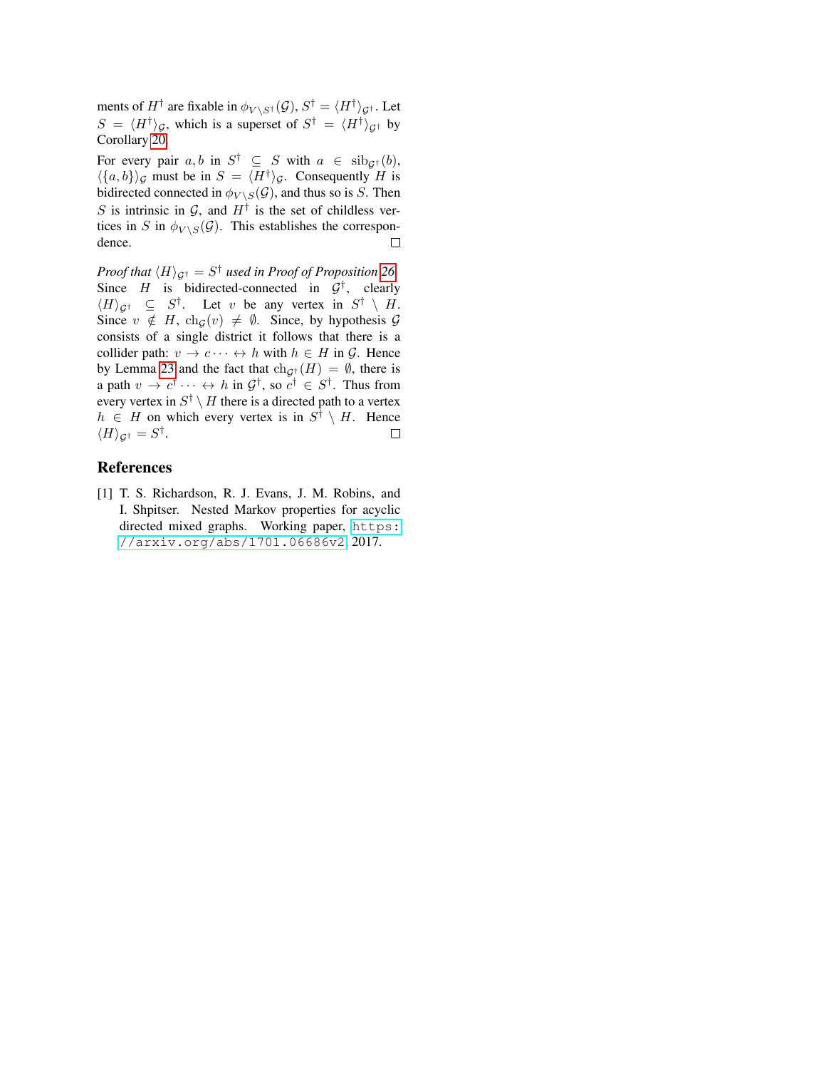ments of $H^\dagger$ are fixable in $\phi_{V\setminus S^\dagger}(\mathcal{G})$, $S^\dagger = \langle H^\dagger \rangle_{\mathcal{G}^\dagger}$. Let $S = \langle H^\dagger \rangle_{\mathcal{G}}$, which is a superset of $S^\dagger = \langle H^\dagger \rangle_{\mathcal{G}^\dagger}$ by Corollary 20.

For every pair $a, b$ in $S^\dagger \subseteq S$ with $a \in \mathrm{sib}_{\mathcal{G}^\dagger}(b)$, $\langle \{a, b\} \rangle_{\mathcal{G}}$ must be in $S = \langle H^\dagger \rangle_{\mathcal{G}}$. Consequently $H$ is bidirected connected in $\phi_{V\setminus S}(\mathcal{G})$, and thus so is $S$. Then $S$ is intrinsic in $\mathcal{G}$, and $H^\dagger$ is the set of childless vertices in $S$ in $\phi_{V\setminus S}(\mathcal{G})$. This establishes the correspondence. □

*Proof that $\langle H \rangle_{\mathcal{G}^\dagger} = S^\dagger$ used in Proof of Proposition 26.* Since $H$ is bidirected-connected in $\mathcal{G}^\dagger$, clearly $\langle H \rangle_{\mathcal{G}^\dagger} \subseteq S^\dagger$. Let $v$ be any vertex in $S^\dagger \setminus H$. Since $v \notin H$, $\mathrm{ch}_{\mathcal{G}}(v) \neq \emptyset$. Since, by hypothesis $\mathcal{G}$ consists of a single district it follows that there is a collider path: $v \to c \cdots \leftrightarrow h$ with $h \in H$ in $\mathcal{G}$. Hence by Lemma 23 and the fact that $\mathrm{ch}_{\mathcal{G}^\dagger}(H) = \emptyset$, there is a path $v \to c^\dagger \cdots \leftrightarrow h$ in $\mathcal{G}^\dagger$, so $c^\dagger \in S^\dagger$. Thus from every vertex in $S^\dagger \setminus H$ there is a directed path to a vertex $h \in H$ on which every vertex is in $S^\dagger \setminus H$. Hence $\langle H \rangle_{\mathcal{G}^\dagger} = S^\dagger$. □

## References

[1] T. S. Richardson, R. J. Evans, J. M. Robins, and I. Shpitser. Nested Markov properties for acyclic directed mixed graphs. Working paper, https://arxiv.org/abs/1701.06686v2, 2017.